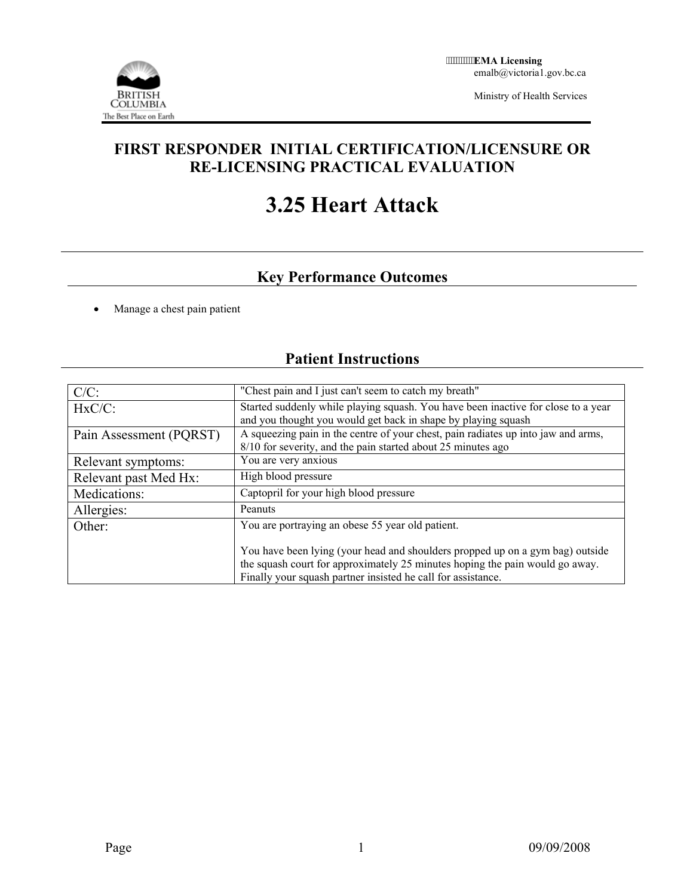EMA Licensing
emalb@victoria1.gov.bc.ca

Ministry of Health Services

# FIRST RESPONDER INITIAL CERTIFICATION/LICENSURE OR RE-LICENSING PRACTICAL EVALUATION

# 3.25 Heart Attack

## Key Performance Outcomes

- Manage a chest pain patient

## Patient Instructions

| | |
|---|---|
| C/C: | "Chest pain and I just can't seem to catch my breath" |
| HxC/C: | Started suddenly while playing squash. You have been inactive for close to a year and you thought you would get back in shape by playing squash |
| Pain Assessment (PQRST) | A squeezing pain in the centre of your chest, pain radiates up into jaw and arms, 8/10 for severity, and the pain started about 25 minutes ago |
| Relevant symptoms: | You are very anxious |
| Relevant past Med Hx: | High blood pressure |
| Medications: | Captopril for your high blood pressure |
| Allergies: | Peanuts |
| Other: | You are portraying an obese 55 year old patient.<br><br>You have been lying (your head and shoulders propped up on a gym bag) outside the squash court for approximately 25 minutes hoping the pain would go away. Finally your squash partner insisted he call for assistance. |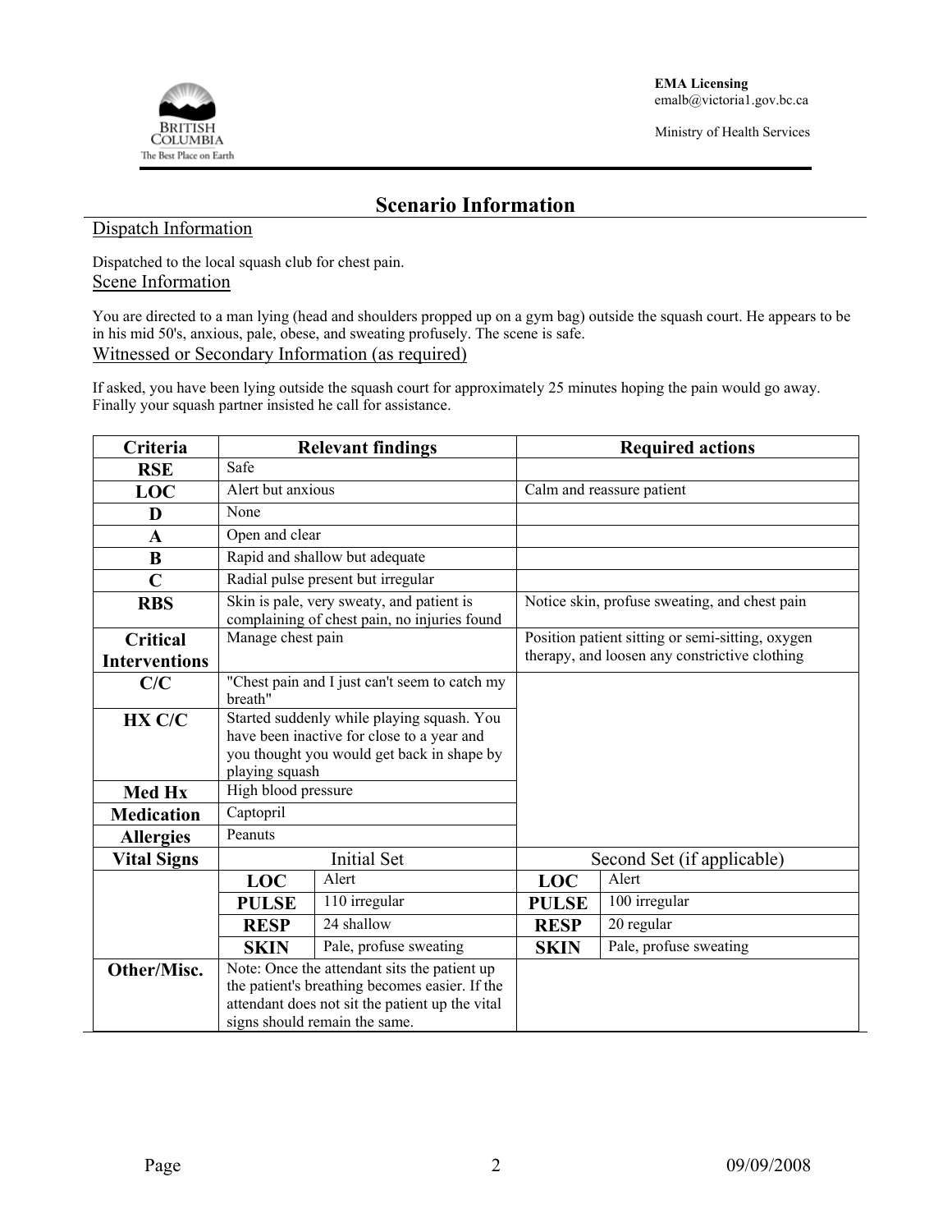EMA Licensing
emalb@victoria1.gov.bc.ca

Ministry of Health Services

## Scenario Information

### Dispatch Information

Dispatched to the local squash club for chest pain.

### Scene Information

You are directed to a man lying (head and shoulders propped up on a gym bag) outside the squash court. He appears to be in his mid 50's, anxious, pale, obese, and sweating profusely. The scene is safe.

### Witnessed or Secondary Information (as required)

If asked, you have been lying outside the squash court for approximately 25 minutes hoping the pain would go away. Finally your squash partner insisted he call for assistance.

| Criteria | Relevant findings | | Required actions | |
|---|---|---|---|---|
| **RSE** | Safe | | | |
| **LOC** | Alert but anxious | | Calm and reassure patient | |
| **D** | None | | | |
| **A** | Open and clear | | | |
| **B** | Rapid and shallow but adequate | | | |
| **C** | Radial pulse present but irregular | | | |
| **RBS** | Skin is pale, very sweaty, and patient is complaining of chest pain, no injuries found | | Notice skin, profuse sweating, and chest pain | |
| **Critical Interventions** | Manage chest pain | | Position patient sitting or semi-sitting, oxygen therapy, and loosen any constrictive clothing | |
| **C/C** | "Chest pain and I just can't seem to catch my breath" | | | |
| **HX C/C** | Started suddenly while playing squash. You have been inactive for close to a year and you thought you would get back in shape by playing squash | | | |
| **Med Hx** | High blood pressure | | | |
| **Medication** | Captopril | | | |
| **Allergies** | Peanuts | | | |
| **Vital Signs** | Initial Set | | Second Set (if applicable) | |
| | **LOC** | Alert | **LOC** | Alert |
| | **PULSE** | 110 irregular | **PULSE** | 100 irregular |
| | **RESP** | 24 shallow | **RESP** | 20 regular |
| | **SKIN** | Pale, profuse sweating | **SKIN** | Pale, profuse sweating |
| **Other/Misc.** | Note: Once the attendant sits the patient up the patient's breathing becomes easier. If the attendant does not sit the patient up the vital signs should remain the same. | | | |

09/09/2008